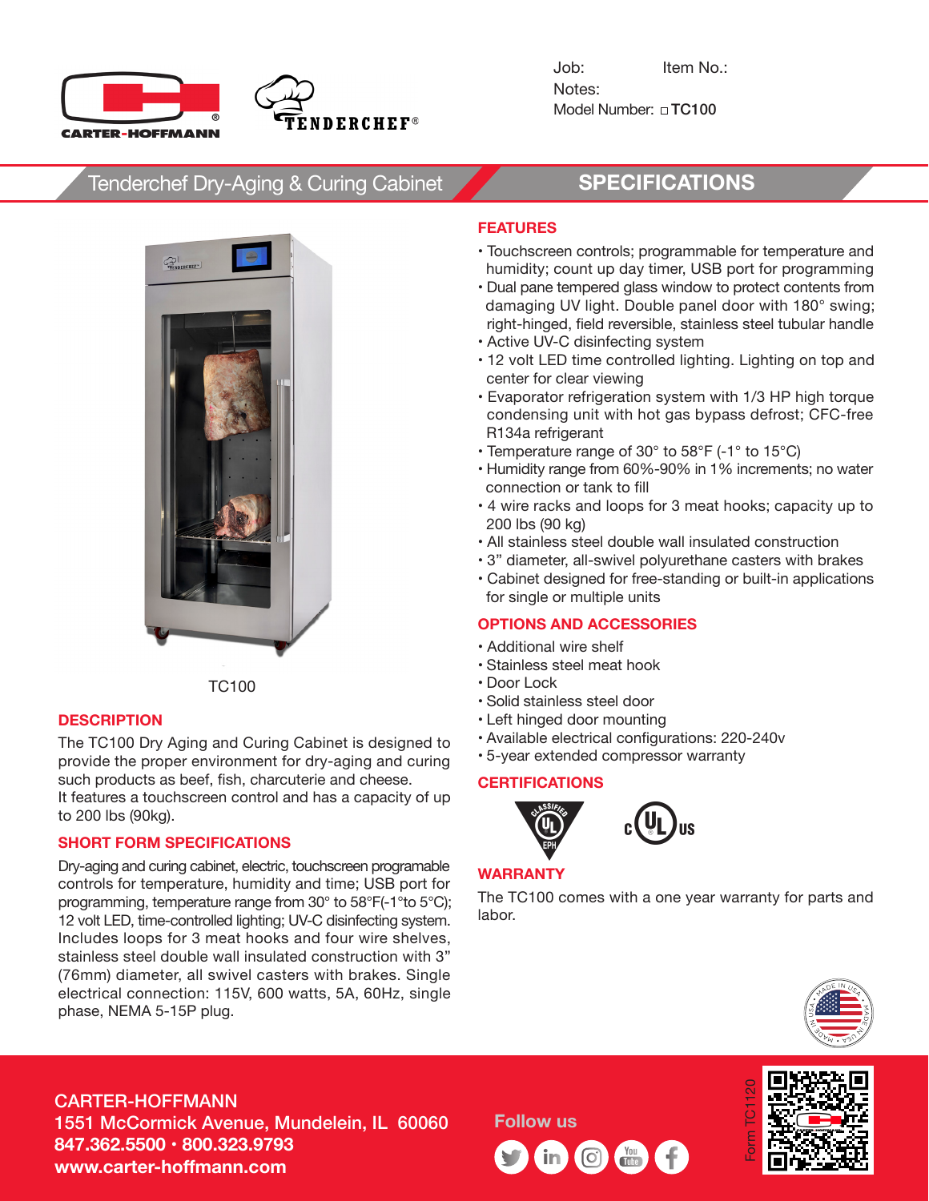CARTER-HOFFMANN

TENDERCHEF®

Job: Item No.:

Notes:

Model Number: □ TC100

## Tenderchef Dry-Aging & Curing Cabinet

## SPECIFICATIONS

TC100

### DESCRIPTION

The TC100 Dry Aging and Curing Cabinet is designed to provide the proper environment for dry-aging and curing such products as beef, fish, charcuterie and cheese.
It features a touchscreen control and has a capacity of up to 200 lbs (90kg).

### SHORT FORM SPECIFICATIONS

Dry-aging and curing cabinet, electric, touchscreen programable controls for temperature, humidity and time; USB port for programming, temperature range from 30° to 58°F(-1°to 5°C); 12 volt LED, time-controlled lighting; UV-C disinfecting system. Includes loops for 3 meat hooks and four wire shelves, stainless steel double wall insulated construction with 3" (76mm) diameter, all swivel casters with brakes. Single electrical connection: 115V, 600 watts, 5A, 60Hz, single phase, NEMA 5-15P plug.

### FEATURES

- Touchscreen controls; programmable for temperature and humidity; count up day timer, USB port for programming
- Dual pane tempered glass window to protect contents from damaging UV light. Double panel door with 180° swing; right-hinged, field reversible, stainless steel tubular handle
- Active UV-C disinfecting system
- 12 volt LED time controlled lighting. Lighting on top and center for clear viewing
- Evaporator refrigeration system with 1/3 HP high torque condensing unit with hot gas bypass defrost; CFC-free R134a refrigerant
- Temperature range of 30° to 58°F (-1° to 15°C)
- Humidity range from 60%-90% in 1% increments; no water connection or tank to fill
- 4 wire racks and loops for 3 meat hooks; capacity up to 200 lbs (90 kg)
- All stainless steel double wall insulated construction
- 3" diameter, all-swivel polyurethane casters with brakes
- Cabinet designed for free-standing or built-in applications for single or multiple units

### OPTIONS AND ACCESSORIES

- Additional wire shelf
- Stainless steel meat hook
- Door Lock
- Solid stainless steel door
- Left hinged door mounting
- Available electrical configurations: 220-240v
- 5-year extended compressor warranty

### CERTIFICATIONS

UL Classified EPH; cULus

### WARRANTY

The TC100 comes with a one year warranty for parts and labor.

MADE IN USA

CARTER-HOFFMANN
1551 McCormick Avenue, Mundelein, IL 60060
847.362.5500 · 800.323.9793
www.carter-hoffmann.com

Follow us

Form TC1120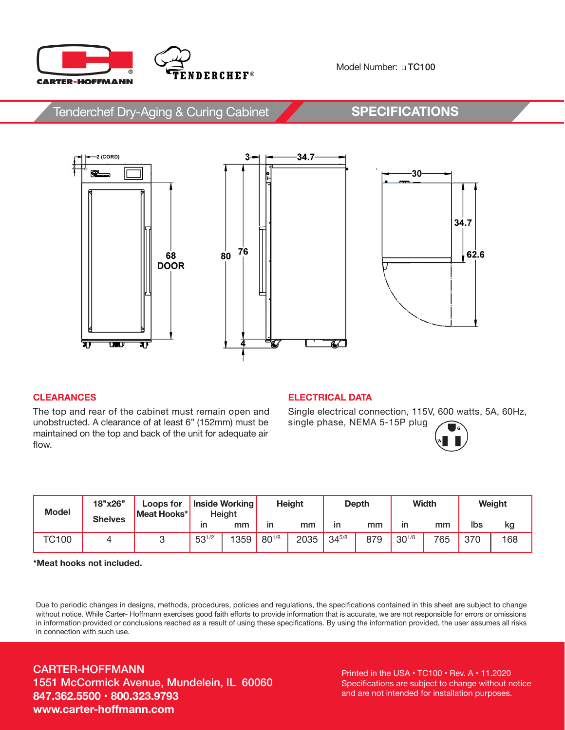CARTER-HOFFMANN

TENDERCHEF®

Model Number: ☐ TC100

# Tenderchef Dry-Aging & Curing Cabinet

## SPECIFICATIONS

2 (CORD)

2

68 DOOR

80

76

3

34.7

4

30

34.7

62.6

## CLEARANCES

The top and rear of the cabinet must remain open and unobstructed. A clearance of at least 6" (152mm) must be maintained on the top and back of the unit for adequate air flow.

## ELECTRICAL DATA

Single electrical connection, 115V, 600 watts, 5A, 60Hz, single phase, NEMA 5-15P plug

| Model | 18"x26" Shelves | Loops for Meat Hooks* | Inside Working Height | | Height | | Depth | | Width | | Weight | |
|---|---|---|---|---|---|---|---|---|---|---|---|---|
| | | | in | mm | in | mm | in | mm | in | mm | lbs | kg |
| TC100 | 4 | 3 | 53 1/2 | 1359 | 80 1/8 | 2035 | 34 5/8 | 879 | 30 1/8 | 765 | 370 | 168 |

**\*Meat hooks not included.**

Due to periodic changes in designs, methods, procedures, policies and regulations, the specifications contained in this sheet are subject to change without notice. While Carter- Hoffmann exercises good faith efforts to provide information that is accurate, we are not responsible for errors or omissions in information provided or conclusions reached as a result of using these specifications. By using the information provided, the user assumes all risks in connection with such use.

CARTER-HOFFMANN
**1551 McCormick Avenue, Mundelein, IL 60060**
**847.362.5500 • 800.323.9793**
**www.carter-hoffmann.com**

Printed in the USA • TC100 • Rev. A • 11.2020
Specifications are subject to change without notice and are not intended for installation purposes.